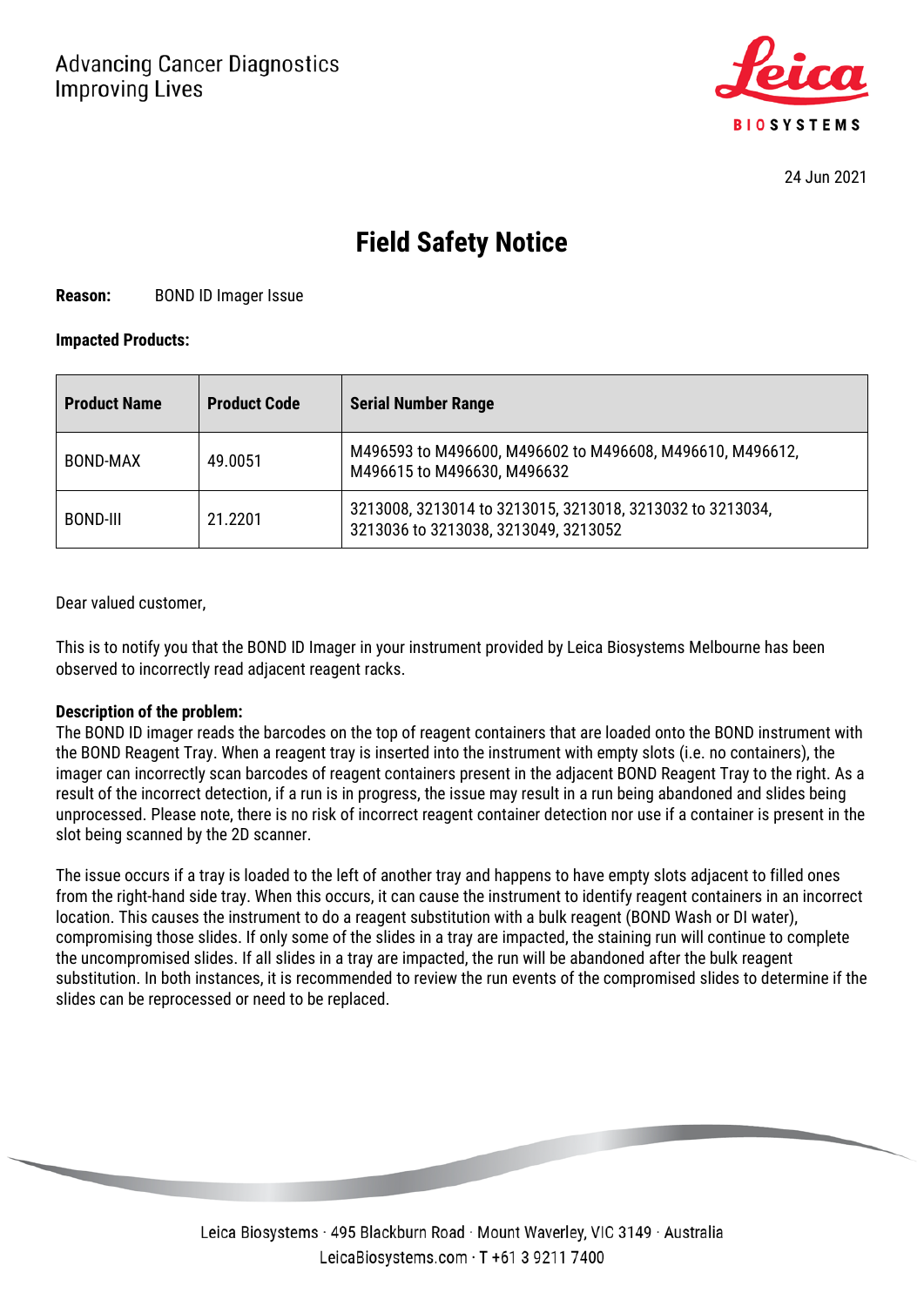Advancing Cancer Diagnostics
Improving Lives

24 Jun 2021

# Field Safety Notice

**Reason:** BOND ID Imager Issue

**Impacted Products:**

| Product Name | Product Code | Serial Number Range |
|---|---|---|
| BOND-MAX | 49.0051 | M496593 to M496600, M496602 to M496608, M496610, M496612, M496615 to M496630, M496632 |
| BOND-III | 21.2201 | 3213008, 3213014 to 3213015, 3213018, 3213032 to 3213034, 3213036 to 3213038, 3213049, 3213052 |

Dear valued customer,

This is to notify you that the BOND ID Imager in your instrument provided by Leica Biosystems Melbourne has been observed to incorrectly read adjacent reagent racks.

**Description of the problem:**
The BOND ID imager reads the barcodes on the top of reagent containers that are loaded onto the BOND instrument with the BOND Reagent Tray. When a reagent tray is inserted into the instrument with empty slots (i.e. no containers), the imager can incorrectly scan barcodes of reagent containers present in the adjacent BOND Reagent Tray to the right. As a result of the incorrect detection, if a run is in progress, the issue may result in a run being abandoned and slides being unprocessed. Please note, there is no risk of incorrect reagent container detection nor use if a container is present in the slot being scanned by the 2D scanner.

The issue occurs if a tray is loaded to the left of another tray and happens to have empty slots adjacent to filled ones from the right-hand side tray. When this occurs, it can cause the instrument to identify reagent containers in an incorrect location. This causes the instrument to do a reagent substitution with a bulk reagent (BOND Wash or DI water), compromising those slides. If only some of the slides in a tray are impacted, the staining run will continue to complete the uncompromised slides. If all slides in a tray are impacted, the run will be abandoned after the bulk reagent substitution. In both instances, it is recommended to review the run events of the compromised slides to determine if the slides can be reprocessed or need to be replaced.

Leica Biosystems · 495 Blackburn Road · Mount Waverley, VIC 3149 · Australia
LeicaBiosystems.com · T +61 3 9211 7400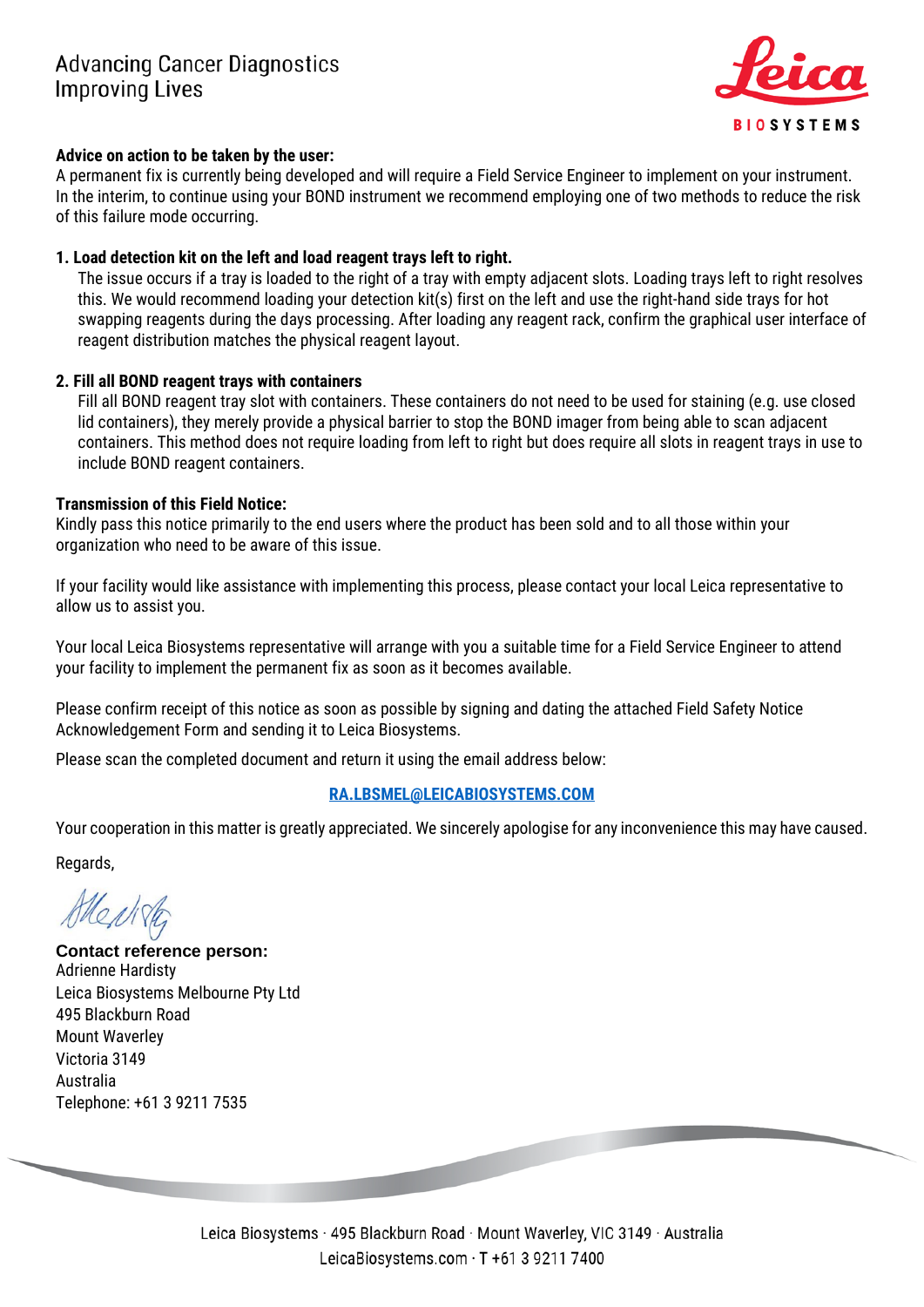**Advice on action to be taken by the user:**
A permanent fix is currently being developed and will require a Field Service Engineer to implement on your instrument. In the interim, to continue using your BOND instrument we recommend employing one of two methods to reduce the risk of this failure mode occurring.

**1. Load detection kit on the left and load reagent trays left to right.**

The issue occurs if a tray is loaded to the right of a tray with empty adjacent slots. Loading trays left to right resolves this. We would recommend loading your detection kit(s) first on the left and use the right-hand side trays for hot swapping reagents during the days processing. After loading any reagent rack, confirm the graphical user interface of reagent distribution matches the physical reagent layout.

**2. Fill all BOND reagent trays with containers**

Fill all BOND reagent tray slot with containers. These containers do not need to be used for staining (e.g. use closed lid containers), they merely provide a physical barrier to stop the BOND imager from being able to scan adjacent containers. This method does not require loading from left to right but does require all slots in reagent trays in use to include BOND reagent containers.

**Transmission of this Field Notice:**
Kindly pass this notice primarily to the end users where the product has been sold and to all those within your organization who need to be aware of this issue.

If your facility would like assistance with implementing this process, please contact your local Leica representative to allow us to assist you.

Your local Leica Biosystems representative will arrange with you a suitable time for a Field Service Engineer to attend your facility to implement the permanent fix as soon as it becomes available.

Please confirm receipt of this notice as soon as possible by signing and dating the attached Field Safety Notice Acknowledgement Form and sending it to Leica Biosystems.

Please scan the completed document and return it using the email address below:

**RA.LBSMEL@LEICABIOSYSTEMS.COM**

Your cooperation in this matter is greatly appreciated. We sincerely apologise for any inconvenience this may have caused.

Regards,

**Contact reference person:**
Adrienne Hardisty
Leica Biosystems Melbourne Pty Ltd
495 Blackburn Road
Mount Waverley
Victoria 3149
Australia
Telephone: +61 3 9211 7535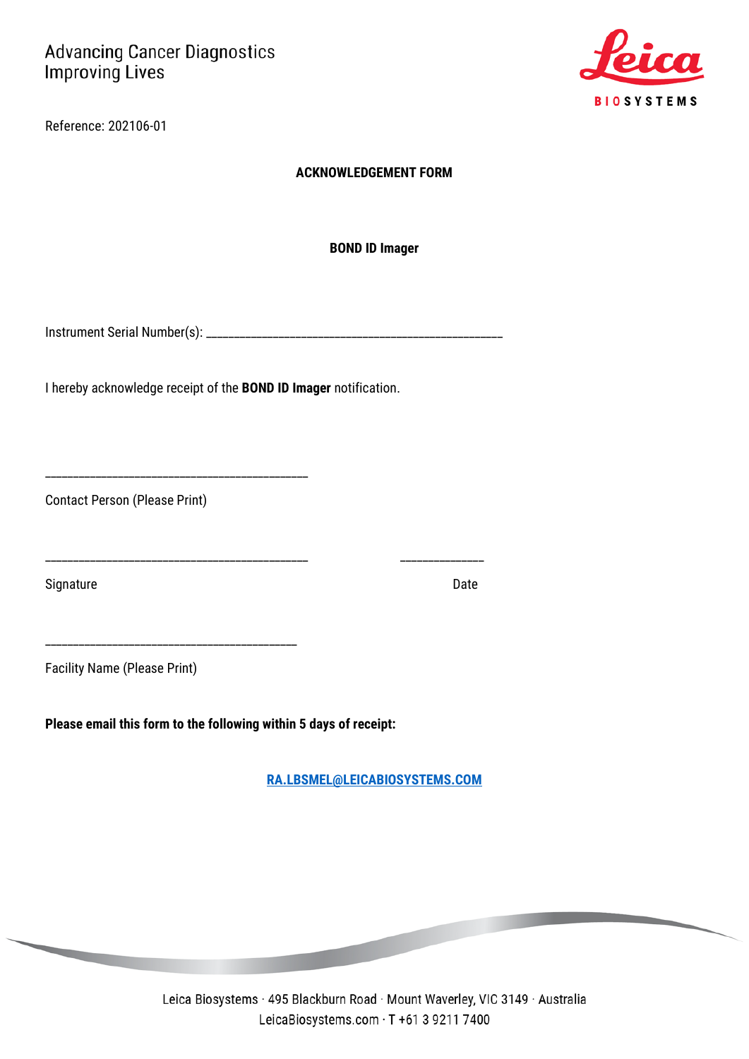Advancing Cancer Diagnostics
Improving Lives

Reference: 202106-01

**ACKNOWLEDGEMENT FORM**

**BOND ID Imager**

Instrument Serial Number(s): ____________________________________________________

I hereby acknowledge receipt of the **BOND ID Imager** notification.

______________________________________________

Contact Person (Please Print)

______________________________________________ ______________

Signature Date

____________________________________________

Facility Name (Please Print)

**Please email this form to the following within 5 days of receipt:**

**RA.LBSMEL@LEICABIOSYSTEMS.COM**

Leica Biosystems · 495 Blackburn Road · Mount Waverley, VIC 3149 · Australia
LeicaBiosystems.com · T +61 3 9211 7400